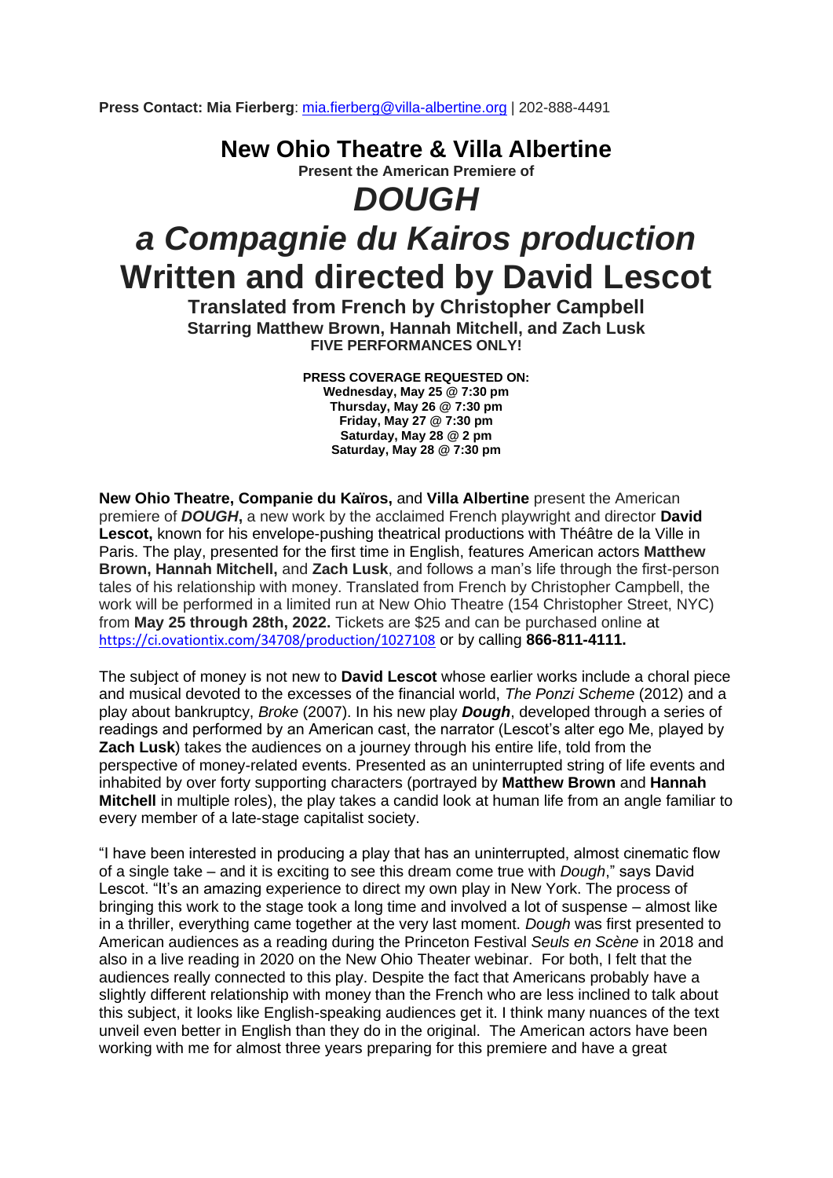**Press Contact: Mia Fierberg**: mia.fierberg@villa-albertine.org | 202-888-4491

# New Ohio Theatre & Villa Albertine

**Present the American Premiere of**

# *DOUGH*

# *a Compagnie du Kairos production*

# Written and directed by David Lescot

**Translated from French by Christopher Campbell**

**Starring Matthew Brown, Hannah Mitchell, and Zach Lusk**

**FIVE PERFORMANCES ONLY!**

**PRESS COVERAGE REQUESTED ON:**
**Wednesday, May 25 @ 7:30 pm**
**Thursday, May 26 @ 7:30 pm**
**Friday, May 27 @ 7:30 pm**
**Saturday, May 28 @ 2 pm**
**Saturday, May 28 @ 7:30 pm**

**New Ohio Theatre, Companie du Kaïros,** and **Villa Albertine** present the American premiere of ***DOUGH*****,** a new work by the acclaimed French playwright and director **David Lescot,** known for his envelope-pushing theatrical productions with Théâtre de la Ville in Paris. The play, presented for the first time in English, features American actors **Matthew Brown, Hannah Mitchell,** and **Zach Lusk**, and follows a man's life through the first-person tales of his relationship with money. Translated from French by Christopher Campbell, the work will be performed in a limited run at New Ohio Theatre (154 Christopher Street, NYC) from **May 25 through 28th, 2022.** Tickets are $25 and can be purchased online at https://ci.ovationtix.com/34708/production/1027108 or by calling **866-811-4111.**

The subject of money is not new to **David Lescot** whose earlier works include a choral piece and musical devoted to the excesses of the financial world, *The Ponzi Scheme* (2012) and a play about bankruptcy, *Broke* (2007). In his new play ***Dough***, developed through a series of readings and performed by an American cast, the narrator (Lescot's alter ego Me, played by **Zach Lusk**) takes the audiences on a journey through his entire life, told from the perspective of money-related events. Presented as an uninterrupted string of life events and inhabited by over forty supporting characters (portrayed by **Matthew Brown** and **Hannah Mitchell** in multiple roles), the play takes a candid look at human life from an angle familiar to every member of a late-stage capitalist society.

"I have been interested in producing a play that has an uninterrupted, almost cinematic flow of a single take – and it is exciting to see this dream come true with *Dough*," says David Lescot. "It's an amazing experience to direct my own play in New York. The process of bringing this work to the stage took a long time and involved a lot of suspense – almost like in a thriller, everything came together at the very last moment. *Dough* was first presented to American audiences as a reading during the Princeton Festival *Seuls en Scène* in 2018 and also in a live reading in 2020 on the New Ohio Theater webinar. For both, I felt that the audiences really connected to this play. Despite the fact that Americans probably have a slightly different relationship with money than the French who are less inclined to talk about this subject, it looks like English-speaking audiences get it. I think many nuances of the text unveil even better in English than they do in the original. The American actors have been working with me for almost three years preparing for this premiere and have a great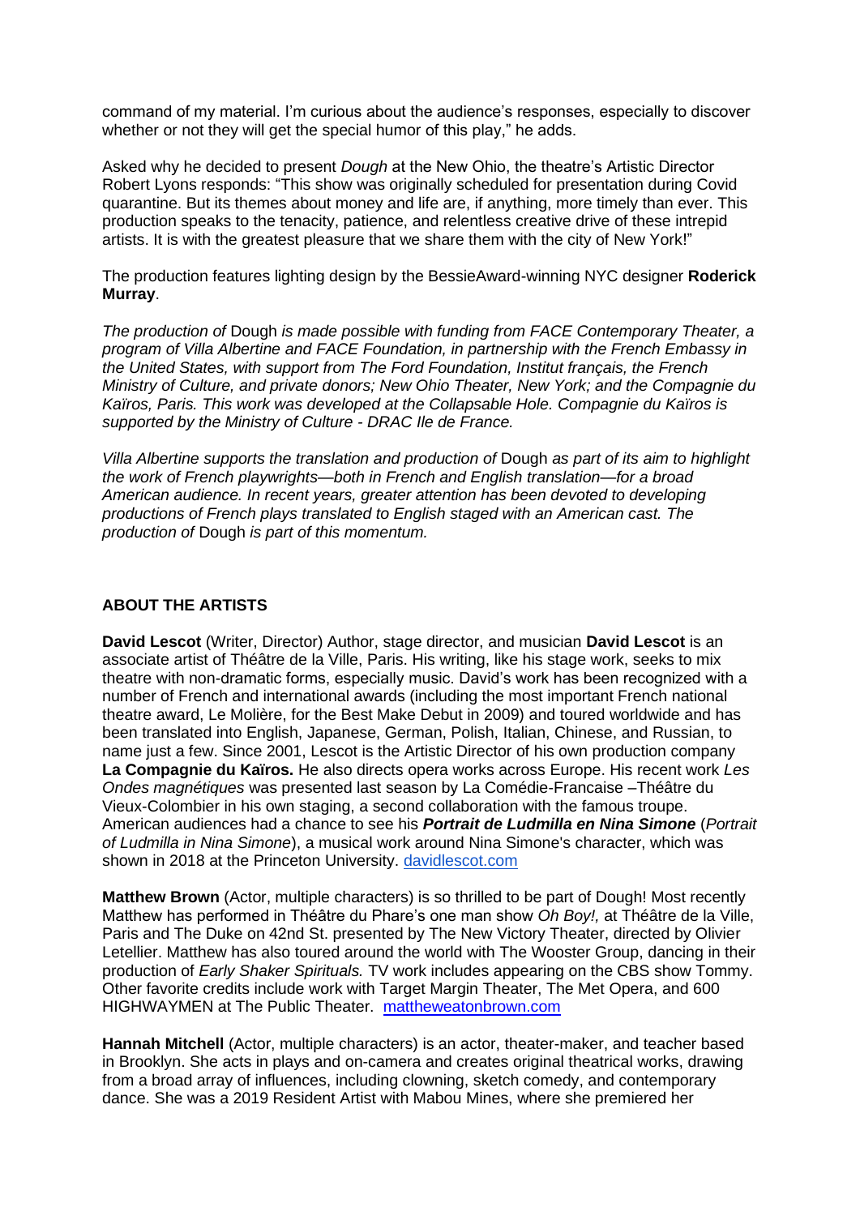command of my material. I'm curious about the audience's responses, especially to discover whether or not they will get the special humor of this play," he adds.

Asked why he decided to present *Dough* at the New Ohio, the theatre's Artistic Director Robert Lyons responds: "This show was originally scheduled for presentation during Covid quarantine. But its themes about money and life are, if anything, more timely than ever. This production speaks to the tenacity, patience, and relentless creative drive of these intrepid artists. It is with the greatest pleasure that we share them with the city of New York!"

The production features lighting design by the BessieAward-winning NYC designer **Roderick Murray**.

*The production of* Dough *is made possible with funding from FACE Contemporary Theater, a program of Villa Albertine and FACE Foundation, in partnership with the French Embassy in the United States, with support from The Ford Foundation, Institut français, the French Ministry of Culture, and private donors; New Ohio Theater, New York; and the Compagnie du Kaïros, Paris. This work was developed at the Collapsable Hole. Compagnie du Kaïros is supported by the Ministry of Culture - DRAC Ile de France.*

*Villa Albertine supports the translation and production of* Dough *as part of its aim to highlight the work of French playwrights—both in French and English translation—for a broad American audience. In recent years, greater attention has been devoted to developing productions of French plays translated to English staged with an American cast. The production of* Dough *is part of this momentum.*

## ABOUT THE ARTISTS

**David Lescot** (Writer, Director) Author, stage director, and musician **David Lescot** is an associate artist of Théâtre de la Ville, Paris. His writing, like his stage work, seeks to mix theatre with non-dramatic forms, especially music. David's work has been recognized with a number of French and international awards (including the most important French national theatre award, Le Molière, for the Best Make Debut in 2009) and toured worldwide and has been translated into English, Japanese, German, Polish, Italian, Chinese, and Russian, to name just a few. Since 2001, Lescot is the Artistic Director of his own production company **La Compagnie du Kaïros.** He also directs opera works across Europe. His recent work *Les Ondes magnétiques* was presented last season by La Comédie-Francaise –Théâtre du Vieux-Colombier in his own staging, a second collaboration with the famous troupe. American audiences had a chance to see his ***Portrait de Ludmilla en Nina Simone*** (*Portrait of Ludmilla in Nina Simone*), a musical work around Nina Simone's character, which was shown in 2018 at the Princeton University. davidlescot.com

**Matthew Brown** (Actor, multiple characters) is so thrilled to be part of Dough! Most recently Matthew has performed in Théâtre du Phare's one man show *Oh Boy!,* at Théâtre de la Ville, Paris and The Duke on 42nd St. presented by The New Victory Theater, directed by Olivier Letellier. Matthew has also toured around the world with The Wooster Group, dancing in their production of *Early Shaker Spirituals.* TV work includes appearing on the CBS show Tommy. Other favorite credits include work with Target Margin Theater, The Met Opera, and 600 HIGHWAYMEN at The Public Theater. mattheweatonbrown.com

**Hannah Mitchell** (Actor, multiple characters) is an actor, theater-maker, and teacher based in Brooklyn. She acts in plays and on-camera and creates original theatrical works, drawing from a broad array of influences, including clowning, sketch comedy, and contemporary dance. She was a 2019 Resident Artist with Mabou Mines, where she premiered her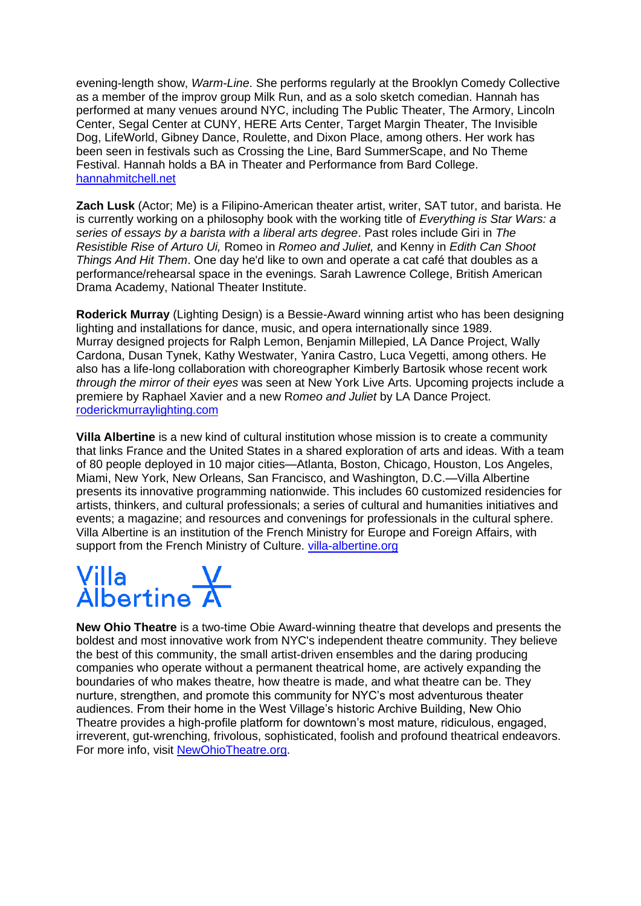evening-length show, *Warm-Line*. She performs regularly at the Brooklyn Comedy Collective as a member of the improv group Milk Run, and as a solo sketch comedian. Hannah has performed at many venues around NYC, including The Public Theater, The Armory, Lincoln Center, Segal Center at CUNY, HERE Arts Center, Target Margin Theater, The Invisible Dog, LifeWorld, Gibney Dance, Roulette, and Dixon Place, among others. Her work has been seen in festivals such as Crossing the Line, Bard SummerScape, and No Theme Festival. Hannah holds a BA in Theater and Performance from Bard College. [hannahmitchell.net](hannahmitchell.net)

**Zach Lusk** (Actor; Me) is a Filipino-American theater artist, writer, SAT tutor, and barista. He is currently working on a philosophy book with the working title of *Everything is Star Wars: a series of essays by a barista with a liberal arts degree*. Past roles include Giri in *The Resistible Rise of Arturo Ui,* Romeo in *Romeo and Juliet,* and Kenny in *Edith Can Shoot Things And Hit Them*. One day he'd like to own and operate a cat café that doubles as a performance/rehearsal space in the evenings. Sarah Lawrence College, British American Drama Academy, National Theater Institute.

**Roderick Murray** (Lighting Design) is a Bessie-Award winning artist who has been designing lighting and installations for dance, music, and opera internationally since 1989. Murray designed projects for Ralph Lemon, Benjamin Millepied, LA Dance Project, Wally Cardona, Dusan Tynek, Kathy Westwater, Yanira Castro, Luca Vegetti, among others. He also has a life-long collaboration with choreographer Kimberly Bartosik whose recent work *through the mirror of their eyes* was seen at New York Live Arts. Upcoming projects include a premiere by Raphael Xavier and a new R*omeo and Juliet* by LA Dance Project. [roderickmurraylighting.com](roderickmurraylighting.com)

**Villa Albertine** is a new kind of cultural institution whose mission is to create a community that links France and the United States in a shared exploration of arts and ideas. With a team of 80 people deployed in 10 major cities—Atlanta, Boston, Chicago, Houston, Los Angeles, Miami, New York, New Orleans, San Francisco, and Washington, D.C.—Villa Albertine presents its innovative programming nationwide. This includes 60 customized residencies for artists, thinkers, and cultural professionals; a series of cultural and humanities initiatives and events; a magazine; and resources and convenings for professionals in the cultural sphere. Villa Albertine is an institution of the French Ministry for Europe and Foreign Affairs, with support from the French Ministry of Culture. [villa-albertine.org](villa-albertine.org)

Villa Albertine

**New Ohio Theatre** is a two-time Obie Award-winning theatre that develops and presents the boldest and most innovative work from NYC's independent theatre community. They believe the best of this community, the small artist-driven ensembles and the daring producing companies who operate without a permanent theatrical home, are actively expanding the boundaries of who makes theatre, how theatre is made, and what theatre can be. They nurture, strengthen, and promote this community for NYC's most adventurous theater audiences. From their home in the West Village's historic Archive Building, New Ohio Theatre provides a high-profile platform for downtown's most mature, ridiculous, engaged, irreverent, gut-wrenching, frivolous, sophisticated, foolish and profound theatrical endeavors. For more info, visit [NewOhioTheatre.org](NewOhioTheatre.org).